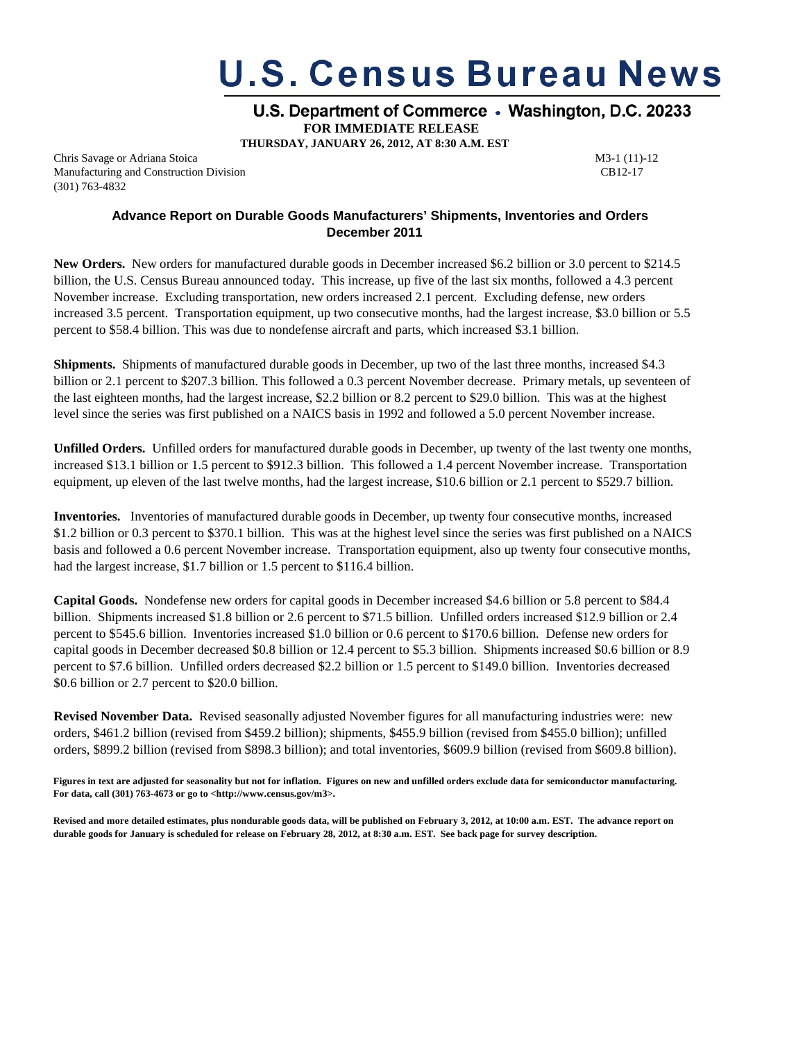# U.S. Census Bureau News

**U.S. Department of Commerce • Washington, D.C. 20233**

**FOR IMMEDIATE RELEASE**
**THURSDAY, JANUARY 26, 2012, AT 8:30 A.M. EST**

Chris Savage or Adriana Stoica
Manufacturing and Construction Division
(301) 763-4832

M3-1 (11)-12
CB12-17

## Advance Report on Durable Goods Manufacturers' Shipments, Inventories and Orders December 2011

**New Orders.** New orders for manufactured durable goods in December increased $6.2 billion or 3.0 percent to $214.5 billion, the U.S. Census Bureau announced today. This increase, up five of the last six months, followed a 4.3 percent November increase. Excluding transportation, new orders increased 2.1 percent. Excluding defense, new orders increased 3.5 percent. Transportation equipment, up two consecutive months, had the largest increase, $3.0 billion or 5.5 percent to $58.4 billion. This was due to nondefense aircraft and parts, which increased $3.1 billion.

**Shipments.** Shipments of manufactured durable goods in December, up two of the last three months, increased $4.3 billion or 2.1 percent to $207.3 billion. This followed a 0.3 percent November decrease. Primary metals, up seventeen of the last eighteen months, had the largest increase, $2.2 billion or 8.2 percent to $29.0 billion. This was at the highest level since the series was first published on a NAICS basis in 1992 and followed a 5.0 percent November increase.

**Unfilled Orders.** Unfilled orders for manufactured durable goods in December, up twenty of the last twenty one months, increased $13.1 billion or 1.5 percent to $912.3 billion. This followed a 1.4 percent November increase. Transportation equipment, up eleven of the last twelve months, had the largest increase, $10.6 billion or 2.1 percent to $529.7 billion.

**Inventories.** Inventories of manufactured durable goods in December, up twenty four consecutive months, increased $1.2 billion or 0.3 percent to $370.1 billion. This was at the highest level since the series was first published on a NAICS basis and followed a 0.6 percent November increase. Transportation equipment, also up twenty four consecutive months, had the largest increase, $1.7 billion or 1.5 percent to $116.4 billion.

**Capital Goods.** Nondefense new orders for capital goods in December increased $4.6 billion or 5.8 percent to $84.4 billion. Shipments increased $1.8 billion or 2.6 percent to $71.5 billion. Unfilled orders increased $12.9 billion or 2.4 percent to $545.6 billion. Inventories increased $1.0 billion or 0.6 percent to $170.6 billion. Defense new orders for capital goods in December decreased $0.8 billion or 12.4 percent to $5.3 billion. Shipments increased $0.6 billion or 8.9 percent to $7.6 billion. Unfilled orders decreased $2.2 billion or 1.5 percent to $149.0 billion. Inventories decreased $0.6 billion or 2.7 percent to $20.0 billion.

**Revised November Data.** Revised seasonally adjusted November figures for all manufacturing industries were: new orders, $461.2 billion (revised from $459.2 billion); shipments, $455.9 billion (revised from $455.0 billion); unfilled orders, $899.2 billion (revised from $898.3 billion); and total inventories, $609.9 billion (revised from $609.8 billion).

**Figures in text are adjusted for seasonality but not for inflation. Figures on new and unfilled orders exclude data for semiconductor manufacturing. For data, call (301) 763-4673 or go to <http://www.census.gov/m3>.**

**Revised and more detailed estimates, plus nondurable goods data, will be published on February 3, 2012, at 10:00 a.m. EST. The advance report on durable goods for January is scheduled for release on February 28, 2012, at 8:30 a.m. EST. See back page for survey description.**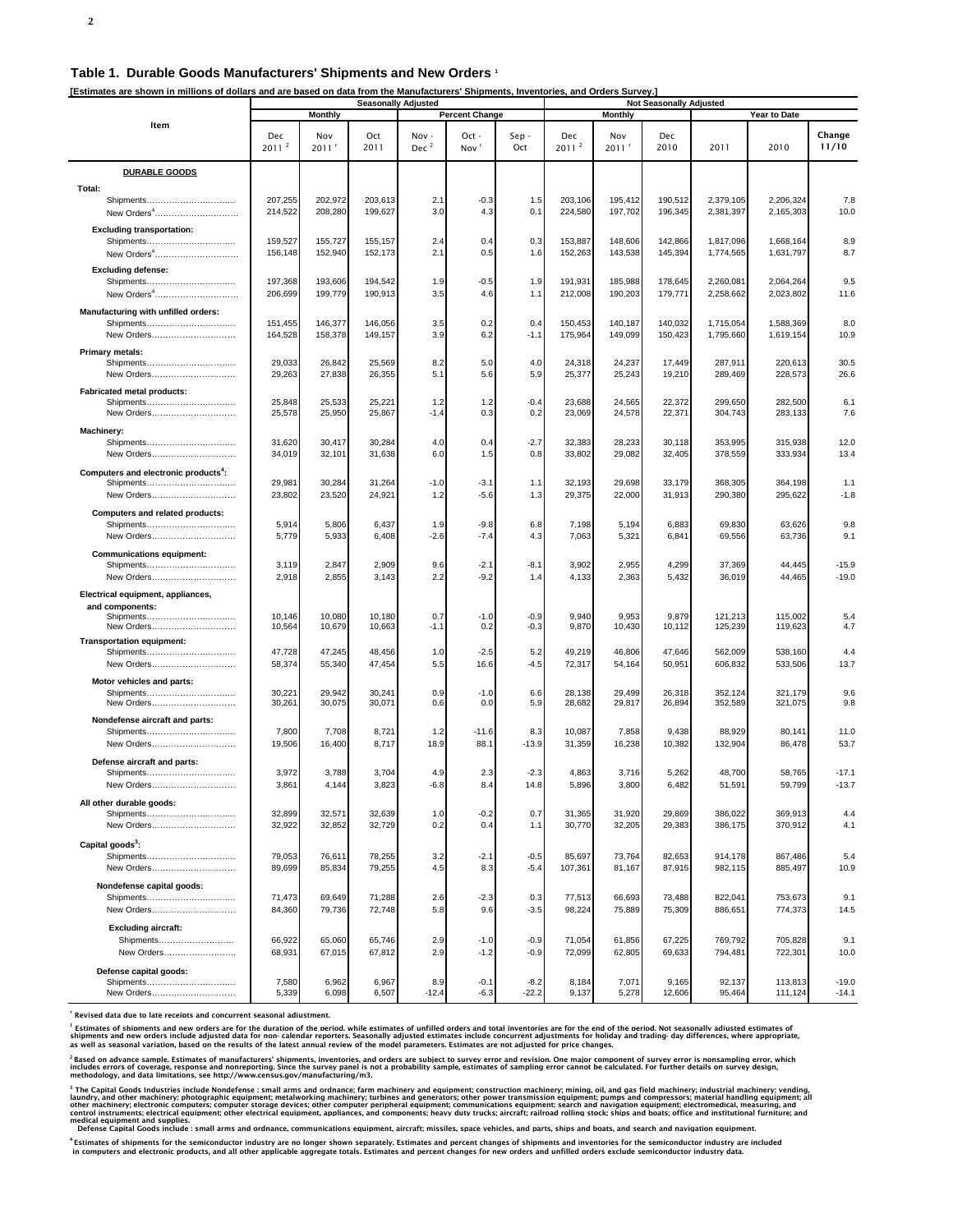## Table 1. Durable Goods Manufacturers' Shipments and New Orders [1]

**[Estimates are shown in millions of dollars and are based on data from the Manufacturers' Shipments, Inventories, and Orders Survey.]**

| Item | Seasonally Adjusted | | | | | | Not Seasonally Adjusted | | | | | |
|---|---|---|---|---|---|---|---|---|---|---|---|---|
| | Monthly | | | Percent Change | | | Monthly | | | Year to Date | | |
| | Dec 2011 [2] | Nov 2011 [r] | Oct 2011 | Nov - Dec [2] | Oct - Nov [r] | Sep - Oct | Dec 2011 [2] | Nov 2011 [r] | Dec 2010 | 2011 | 2010 | Change 11/10 |
| **DURABLE GOODS** | | | | | | | | | | | | |
| **Total:** | | | | | | | | | | | | |
| Shipments | 207,255 | 202,972 | 203,613 | 2.1 | -0.3 | 1.5 | 203,106 | 195,412 | 190,512 | 2,379,105 | 2,206,324 | 7.8 |
| New Orders[4] | 214,522 | 208,280 | 199,627 | 3.0 | 4.3 | 0.1 | 224,580 | 197,702 | 196,345 | 2,381,397 | 2,165,303 | 10.0 |
| **Excluding transportation:** | | | | | | | | | | | | |
| Shipments | 159,527 | 155,727 | 155,157 | 2.4 | 0.4 | 0.3 | 153,887 | 148,606 | 142,866 | 1,817,096 | 1,668,164 | 8.9 |
| New Orders[4] | 156,148 | 152,940 | 152,173 | 2.1 | 0.5 | 1.6 | 152,263 | 143,538 | 145,394 | 1,774,565 | 1,631,797 | 8.7 |
| **Excluding defense:** | | | | | | | | | | | | |
| Shipments | 197,368 | 193,606 | 194,542 | 1.9 | -0.5 | 1.9 | 191,931 | 185,988 | 178,645 | 2,260,081 | 2,064,264 | 9.5 |
| New Orders[4] | 206,699 | 199,779 | 190,913 | 3.5 | 4.6 | 1.1 | 212,008 | 190,203 | 179,771 | 2,258,662 | 2,023,802 | 11.6 |
| **Manufacturing with unfilled orders:** | | | | | | | | | | | | |
| Shipments | 151,455 | 146,377 | 146,056 | 3.5 | 0.2 | 0.4 | 150,453 | 140,187 | 140,032 | 1,715,054 | 1,588,369 | 8.0 |
| New Orders | 164,528 | 158,378 | 149,157 | 3.9 | 6.2 | -1.1 | 175,964 | 149,099 | 150,423 | 1,795,660 | 1,619,154 | 10.9 |
| **Primary metals:** | | | | | | | | | | | | |
| Shipments | 29,033 | 26,842 | 25,569 | 8.2 | 5.0 | 4.0 | 24,318 | 24,237 | 17,449 | 287,911 | 220,613 | 30.5 |
| New Orders | 29,263 | 27,838 | 26,355 | 5.1 | 5.6 | 5.9 | 25,377 | 25,243 | 19,210 | 289,469 | 228,573 | 26.6 |
| **Fabricated metal products:** | | | | | | | | | | | | |
| Shipments | 25,848 | 25,533 | 25,221 | 1.2 | 1.2 | -0.4 | 23,688 | 24,565 | 22,372 | 299,650 | 282,500 | 6.1 |
| New Orders | 25,578 | 25,950 | 25,867 | -1.4 | 0.3 | 0.2 | 23,069 | 24,578 | 22,371 | 304,743 | 283,133 | 7.6 |
| **Machinery:** | | | | | | | | | | | | |
| Shipments | 31,620 | 30,417 | 30,284 | 4.0 | 0.4 | -2.7 | 32,383 | 28,233 | 30,118 | 353,995 | 315,938 | 12.0 |
| New Orders | 34,019 | 32,101 | 31,638 | 6.0 | 1.5 | 0.8 | 33,802 | 29,082 | 32,405 | 378,559 | 333,934 | 13.4 |
| **Computers and electronic products[4]:** | | | | | | | | | | | | |
| Shipments | 29,981 | 30,284 | 31,264 | -1.0 | -3.1 | 1.1 | 32,193 | 29,698 | 33,179 | 368,305 | 364,198 | 1.1 |
| New Orders | 23,802 | 23,520 | 24,921 | 1.2 | -5.6 | 1.3 | 29,375 | 22,000 | 31,913 | 290,380 | 295,622 | -1.8 |
| **Computers and related products:** | | | | | | | | | | | | |
| Shipments | 5,914 | 5,806 | 6,437 | 1.9 | -9.8 | 6.8 | 7,198 | 5,194 | 6,883 | 69,830 | 63,626 | 9.8 |
| New Orders | 5,779 | 5,933 | 6,408 | -2.6 | -7.4 | 4.3 | 7,063 | 5,321 | 6,841 | 69,556 | 63,736 | 9.1 |
| **Communications equipment:** | | | | | | | | | | | | |
| Shipments | 3,119 | 2,847 | 2,909 | 9.6 | -2.1 | -8.1 | 3,902 | 2,955 | 4,299 | 37,369 | 44,445 | -15.9 |
| New Orders | 2,918 | 2,855 | 3,143 | 2.2 | -9.2 | 1.4 | 4,133 | 2,363 | 5,432 | 36,019 | 44,465 | -19.0 |
| **Electrical equipment, appliances, and components:** | | | | | | | | | | | | |
| Shipments | 10,146 | 10,080 | 10,180 | 0.7 | -1.0 | -0.9 | 9,940 | 9,953 | 9,879 | 121,213 | 115,002 | 5.4 |
| New Orders | 10,564 | 10,679 | 10,663 | -1.1 | 0.2 | -0.3 | 9,870 | 10,430 | 10,112 | 125,239 | 119,623 | 4.7 |
| **Transportation equipment:** | | | | | | | | | | | | |
| Shipments | 47,728 | 47,245 | 48,456 | 1.0 | -2.5 | 5.2 | 49,219 | 46,806 | 47,646 | 562,009 | 538,160 | 4.4 |
| New Orders | 58,374 | 55,340 | 47,454 | 5.5 | 16.6 | -4.5 | 72,317 | 54,164 | 50,951 | 606,832 | 533,506 | 13.7 |
| **Motor vehicles and parts:** | | | | | | | | | | | | |
| Shipments | 30,221 | 29,942 | 30,241 | 0.9 | -1.0 | 6.6 | 28,138 | 29,499 | 26,318 | 352,124 | 321,179 | 9.6 |
| New Orders | 30,261 | 30,075 | 30,071 | 0.6 | 0.0 | 5.9 | 28,682 | 29,817 | 26,894 | 352,589 | 321,075 | 9.8 |
| **Nondefense aircraft and parts:** | | | | | | | | | | | | |
| Shipments | 7,800 | 7,708 | 8,721 | 1.2 | -11.6 | 8.3 | 10,087 | 7,858 | 9,438 | 88,929 | 80,141 | 11.0 |
| New Orders | 19,506 | 16,400 | 8,717 | 18.9 | 88.1 | -13.9 | 31,359 | 16,238 | 10,382 | 132,904 | 86,478 | 53.7 |
| **Defense aircraft and parts:** | | | | | | | | | | | | |
| Shipments | 3,972 | 3,788 | 3,704 | 4.9 | 2.3 | -2.3 | 4,863 | 3,716 | 5,262 | 48,700 | 58,765 | -17.1 |
| New Orders | 3,861 | 4,144 | 3,823 | -6.8 | 8.4 | 14.8 | 5,896 | 3,800 | 6,482 | 51,591 | 59,799 | -13.7 |
| **All other durable goods:** | | | | | | | | | | | | |
| Shipments | 32,899 | 32,571 | 32,639 | 1.0 | -0.2 | 0.7 | 31,365 | 31,920 | 29,869 | 386,022 | 369,913 | 4.4 |
| New Orders | 32,922 | 32,852 | 32,729 | 0.2 | 0.4 | 1.1 | 30,770 | 32,205 | 29,383 | 386,175 | 370,912 | 4.1 |
| **Capital goods[3]:** | | | | | | | | | | | | |
| Shipments | 79,053 | 76,611 | 78,255 | 3.2 | -2.1 | -0.5 | 85,697 | 73,764 | 82,653 | 914,178 | 867,486 | 5.4 |
| New Orders | 89,699 | 85,834 | 79,255 | 4.5 | 8.3 | -5.4 | 107,361 | 81,167 | 87,915 | 982,115 | 885,497 | 10.9 |
| **Nondefense capital goods:** | | | | | | | | | | | | |
| Shipments | 71,473 | 69,649 | 71,288 | 2.6 | -2.3 | 0.3 | 77,513 | 66,693 | 73,488 | 822,041 | 753,673 | 9.1 |
| New Orders | 84,360 | 79,736 | 72,748 | 5.8 | 9.6 | -3.5 | 98,224 | 75,889 | 75,309 | 886,651 | 774,373 | 14.5 |
| **Excluding aircraft:** | | | | | | | | | | | | |
| Shipments | 66,922 | 65,060 | 65,746 | 2.9 | -1.0 | -0.9 | 71,054 | 61,856 | 67,225 | 769,792 | 705,828 | 9.1 |
| New Orders | 68,931 | 67,015 | 67,812 | 2.9 | -1.2 | -0.9 | 72,099 | 62,805 | 69,633 | 794,481 | 722,301 | 10.0 |
| **Defense capital goods:** | | | | | | | | | | | | |
| Shipments | 7,580 | 6,962 | 6,967 | 8.9 | -0.1 | -8.2 | 8,184 | 7,071 | 9,165 | 92,137 | 113,813 | -19.0 |
| New Orders | 5,339 | 6,098 | 6,507 | -12.4 | -6.3 | -22.2 | 9,137 | 5,278 | 12,606 | 95,464 | 111,124 | -14.1 |

[r] Revised data due to late receipts and concurrent seasonal adjustment.

[1] Estimates of shipments and new orders are for the duration of the period, while estimates of unfilled orders and total inventories are for the end of the period. Not seasonally adjusted estimates of shipments and new orders include adjusted data for non- calendar reporters. Seasonally adjusted estimates include concurrent adjustments for holiday and trading- day differences, where appropriate, as well as seasonal variation, based on the results of the latest annual review of the model parameters. Estimates are not adjusted for price changes.

[2] Based on advance sample. Estimates of manufacturers' shipments, inventories, and orders are subject to survey error and revision. One major component of survey error is nonsampling error, which includes errors of coverage, response and nonreporting. Since the survey panel is not a probability sample, estimates of sampling error cannot be calculated. For further details on survey design, methodology, and data limitations, see http://www.census.gov/manufacturing/m3.

[3] The Capital Goods Industries include Nondefense : small arms and ordnance; farm machinery and equipment; construction machinery; mining, oil, and gas field machinery; industrial machinery; vending, laundry, and other machinery; photographic equipment; metalworking machinery; turbines and generators; other power transmission equipment; pumps and compressors; material handling equipment; all other machinery; electronic computers; computer storage devices; other computer peripheral equipment; communications equipment; search and navigation equipment; electromedical, measuring, and control instruments; electrical equipment; other electrical equipment, appliances, and components; heavy duty trucks; aircraft; railroad rolling stock; ships and boats; office and institutional furniture; and medical equipment and supplies.
Defense Capital Goods include : small arms and ordnance, communications equipment, aircraft; missiles, space vehicles, and parts, ships and boats, and search and navigation equipment.

[4] Estimates of shipments for the semiconductor industry are no longer shown separately. Estimates and percent changes of shipments and inventories for the semiconductor industry are included in computers and electronic products, and all other applicable aggregate totals. Estimates and percent changes for new orders and unfilled orders exclude semiconductor industry data.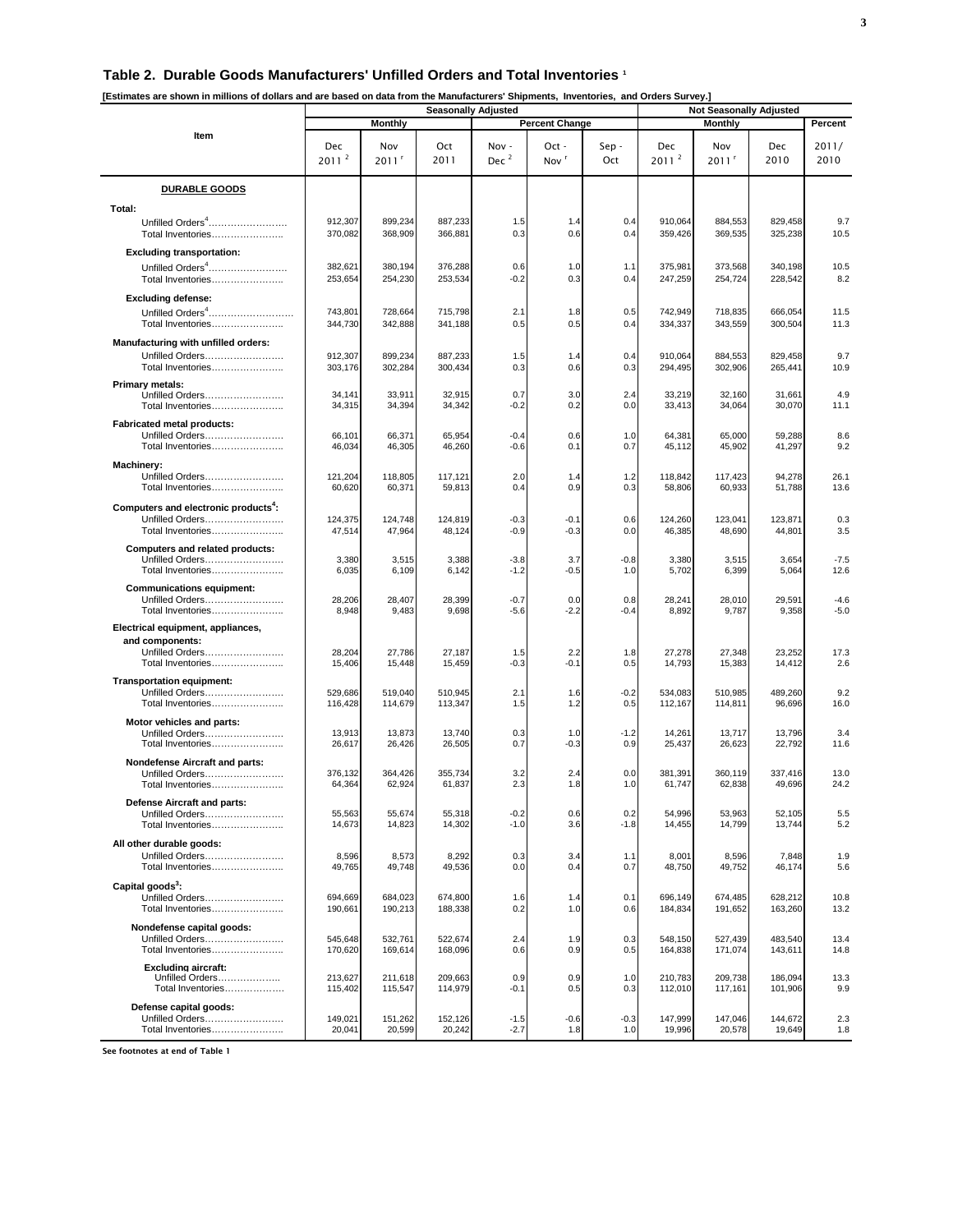## Table 2. Durable Goods Manufacturers' Unfilled Orders and Total Inventories [1]

**[Estimates are shown in millions of dollars and are based on data from the Manufacturers' Shipments, Inventories, and Orders Survey.]**

| Item | Seasonally Adjusted | | | | | | Not Seasonally Adjusted | | | |
|---|---|---|---|---|---|---|---|---|---|---|
| | Monthly | | | Percent Change | | | Monthly | | | Percent |
| | Dec 2011 [2] | Nov 2011 [r] | Oct 2011 | Nov - Dec [2] | Oct - Nov [r] | Sep - Oct | Dec 2011 [2] | Nov 2011 [r] | Dec 2010 | 2011/ 2010 |
| **DURABLE GOODS** | | | | | | | | | | |
| **Total:** | | | | | | | | | | |
| Unfilled Orders[4]…………………… | 912,307 | 899,234 | 887,233 | 1.5 | 1.4 | 0.4 | 910,064 | 884,553 | 829,458 | 9.7 |
| Total Inventories………………….. | 370,082 | 368,909 | 366,881 | 0.3 | 0.6 | 0.4 | 359,426 | 369,535 | 325,238 | 10.5 |
| **Excluding transportation:** | | | | | | | | | | |
| Unfilled Orders[4]…………………… | 382,621 | 380,194 | 376,288 | 0.6 | 1.0 | 1.1 | 375,981 | 373,568 | 340,198 | 10.5 |
| Total Inventories………………….. | 253,654 | 254,230 | 253,534 | -0.2 | 0.3 | 0.4 | 247,259 | 254,724 | 228,542 | 8.2 |
| **Excluding defense:** | | | | | | | | | | |
| Unfilled Orders[4]…………………… | 743,801 | 728,664 | 715,798 | 2.1 | 1.8 | 0.5 | 742,949 | 718,835 | 666,054 | 11.5 |
| Total Inventories………………….. | 344,730 | 342,888 | 341,188 | 0.5 | 0.5 | 0.4 | 334,337 | 343,559 | 300,504 | 11.3 |
| **Manufacturing with unfilled orders:** | | | | | | | | | | |
| Unfilled Orders…………………… | 912,307 | 899,234 | 887,233 | 1.5 | 1.4 | 0.4 | 910,064 | 884,553 | 829,458 | 9.7 |
| Total Inventories………………….. | 303,176 | 302,284 | 300,434 | 0.3 | 0.6 | 0.3 | 294,495 | 302,906 | 265,441 | 10.9 |
| **Primary metals:** | | | | | | | | | | |
| Unfilled Orders…………………… | 34,141 | 33,911 | 32,915 | 0.7 | 3.0 | 2.4 | 33,219 | 32,160 | 31,661 | 4.9 |
| Total Inventories………………….. | 34,315 | 34,394 | 34,342 | -0.2 | 0.2 | 0.0 | 33,413 | 34,064 | 30,070 | 11.1 |
| **Fabricated metal products:** | | | | | | | | | | |
| Unfilled Orders…………………… | 66,101 | 66,371 | 65,954 | -0.4 | 0.6 | 1.0 | 64,381 | 65,000 | 59,288 | 8.6 |
| Total Inventories………………….. | 46,034 | 46,305 | 46,260 | -0.6 | 0.1 | 0.7 | 45,112 | 45,902 | 41,297 | 9.2 |
| **Machinery:** | | | | | | | | | | |
| Unfilled Orders…………………… | 121,204 | 118,805 | 117,121 | 2.0 | 1.4 | 1.2 | 118,842 | 117,423 | 94,278 | 26.1 |
| Total Inventories………………….. | 60,620 | 60,371 | 59,813 | 0.4 | 0.9 | 0.3 | 58,806 | 60,933 | 51,788 | 13.6 |
| **Computers and electronic products[4]:** | | | | | | | | | | |
| Unfilled Orders…………………… | 124,375 | 124,748 | 124,819 | -0.3 | -0.1 | 0.6 | 124,260 | 123,041 | 123,871 | 0.3 |
| Total Inventories………………….. | 47,514 | 47,964 | 48,124 | -0.9 | -0.3 | 0.0 | 46,385 | 48,690 | 44,801 | 3.5 |
| **Computers and related products:** | | | | | | | | | | |
| Unfilled Orders…………………… | 3,380 | 3,515 | 3,388 | -3.8 | 3.7 | -0.8 | 3,380 | 3,515 | 3,654 | -7.5 |
| Total Inventories………………….. | 6,035 | 6,109 | 6,142 | -1.2 | -0.5 | 1.0 | 5,702 | 6,399 | 5,064 | 12.6 |
| **Communications equipment:** | | | | | | | | | | |
| Unfilled Orders…………………… | 28,206 | 28,407 | 28,399 | -0.7 | 0.0 | 0.8 | 28,241 | 28,010 | 29,591 | -4.6 |
| Total Inventories………………….. | 8,948 | 9,483 | 9,698 | -5.6 | -2.2 | -0.4 | 8,892 | 9,787 | 9,358 | -5.0 |
| **Electrical equipment, appliances, and components:** | | | | | | | | | | |
| Unfilled Orders…………………… | 28,204 | 27,786 | 27,187 | 1.5 | 2.2 | 1.8 | 27,278 | 27,348 | 23,252 | 17.3 |
| Total Inventories………………….. | 15,406 | 15,448 | 15,459 | -0.3 | -0.1 | 0.5 | 14,793 | 15,383 | 14,412 | 2.6 |
| **Transportation equipment:** | | | | | | | | | | |
| Unfilled Orders…………………… | 529,686 | 519,040 | 510,945 | 2.1 | 1.6 | -0.2 | 534,083 | 510,985 | 489,260 | 9.2 |
| Total Inventories………………….. | 116,428 | 114,679 | 113,347 | 1.5 | 1.2 | 0.5 | 112,167 | 114,811 | 96,696 | 16.0 |
| **Motor vehicles and parts:** | | | | | | | | | | |
| Unfilled Orders…………………… | 13,913 | 13,873 | 13,740 | 0.3 | 1.0 | -1.2 | 14,261 | 13,717 | 13,796 | 3.4 |
| Total Inventories………………….. | 26,617 | 26,426 | 26,505 | 0.7 | -0.3 | 0.9 | 25,437 | 26,623 | 22,792 | 11.6 |
| **Nondefense Aircraft and parts:** | | | | | | | | | | |
| Unfilled Orders…………………… | 376,132 | 364,426 | 355,734 | 3.2 | 2.4 | 0.0 | 381,391 | 360,119 | 337,416 | 13.0 |
| Total Inventories………………….. | 64,364 | 62,924 | 61,837 | 2.3 | 1.8 | 1.0 | 61,747 | 62,838 | 49,696 | 24.2 |
| **Defense Aircraft and parts:** | | | | | | | | | | |
| Unfilled Orders…………………… | 55,563 | 55,674 | 55,318 | -0.2 | 0.6 | 0.2 | 54,996 | 53,963 | 52,105 | 5.5 |
| Total Inventories………………….. | 14,673 | 14,823 | 14,302 | -1.0 | 3.6 | -1.8 | 14,455 | 14,799 | 13,744 | 5.2 |
| **All other durable goods:** | | | | | | | | | | |
| Unfilled Orders…………………… | 8,596 | 8,573 | 8,292 | 0.3 | 3.4 | 1.1 | 8,001 | 8,596 | 7,848 | 1.9 |
| Total Inventories………………….. | 49,765 | 49,748 | 49,536 | 0.0 | 0.4 | 0.7 | 48,750 | 49,752 | 46,174 | 5.6 |
| **Capital goods[3]:** | | | | | | | | | | |
| Unfilled Orders…………………… | 694,669 | 684,023 | 674,800 | 1.6 | 1.4 | 0.1 | 696,149 | 674,485 | 628,212 | 10.8 |
| Total Inventories………………….. | 190,661 | 190,213 | 188,338 | 0.2 | 1.0 | 0.6 | 184,834 | 191,652 | 163,260 | 13.2 |
| **Nondefense capital goods:** | | | | | | | | | | |
| Unfilled Orders…………………… | 545,648 | 532,761 | 522,674 | 2.4 | 1.9 | 0.3 | 548,150 | 527,439 | 483,540 | 13.4 |
| Total Inventories………………….. | 170,620 | 169,614 | 168,096 | 0.6 | 0.9 | 0.5 | 164,838 | 171,074 | 143,611 | 14.8 |
| **Excluding aircraft:** | | | | | | | | | | |
| Unfilled Orders……………….. | 213,627 | 211,618 | 209,663 | 0.9 | 0.9 | 1.0 | 210,783 | 209,738 | 186,094 | 13.3 |
| Total Inventories……………… | 115,402 | 115,547 | 114,979 | -0.1 | 0.5 | 0.3 | 112,010 | 117,161 | 101,906 | 9.9 |
| **Defense capital goods:** | | | | | | | | | | |
| Unfilled Orders…………………… | 149,021 | 151,262 | 152,126 | -1.5 | -0.6 | -0.3 | 147,999 | 147,046 | 144,672 | 2.3 |
| Total Inventories………………….. | 20,041 | 20,599 | 20,242 | -2.7 | 1.8 | 1.0 | 19,996 | 20,578 | 19,649 | 1.8 |

See footnotes at end of Table 1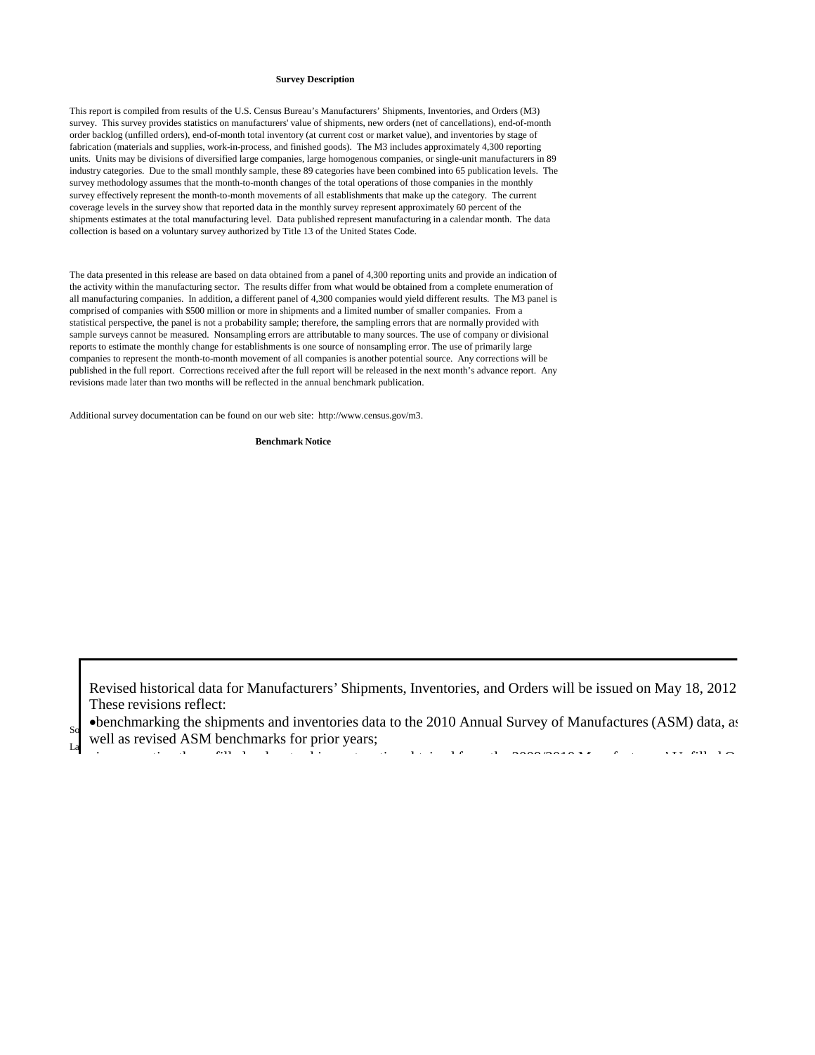**Survey Description**

This report is compiled from results of the U.S. Census Bureau's Manufacturers' Shipments, Inventories, and Orders (M3) survey. This survey provides statistics on manufacturers' value of shipments, new orders (net of cancellations), end-of-month order backlog (unfilled orders), end-of-month total inventory (at current cost or market value), and inventories by stage of fabrication (materials and supplies, work-in-process, and finished goods). The M3 includes approximately 4,300 reporting units. Units may be divisions of diversified large companies, large homogenous companies, or single-unit manufacturers in 89 industry categories. Due to the small monthly sample, these 89 categories have been combined into 65 publication levels. The survey methodology assumes that the month-to-month changes of the total operations of those companies in the monthly survey effectively represent the month-to-month movements of all establishments that make up the category. The current coverage levels in the survey show that reported data in the monthly survey represent approximately 60 percent of the shipments estimates at the total manufacturing level. Data published represent manufacturing in a calendar month. The data collection is based on a voluntary survey authorized by Title 13 of the United States Code.

The data presented in this release are based on data obtained from a panel of 4,300 reporting units and provide an indication of the activity within the manufacturing sector. The results differ from what would be obtained from a complete enumeration of all manufacturing companies. In addition, a different panel of 4,300 companies would yield different results. The M3 panel is comprised of companies with $500 million or more in shipments and a limited number of smaller companies. From a statistical perspective, the panel is not a probability sample; therefore, the sampling errors that are normally provided with sample surveys cannot be measured. Nonsampling errors are attributable to many sources. The use of company or divisional reports to estimate the monthly change for establishments is one source of nonsampling error. The use of primarily large companies to represent the month-to-month movement of all companies is another potential source. Any corrections will be published in the full report. Corrections received after the full report will be released in the next month's advance report. Any revisions made later than two months will be reflected in the annual benchmark publication.

Additional survey documentation can be found on our web site: http://www.census.gov/m3.

**Benchmark Notice**

Revised historical data for Manufacturers' Shipments, Inventories, and Orders will be issued on May 18, 2012. These revisions reflect:

- benchmarking the shipments and inventories data to the 2010 Annual Survey of Manufactures (ASM) data, as well as revised ASM benchmarks for prior years;